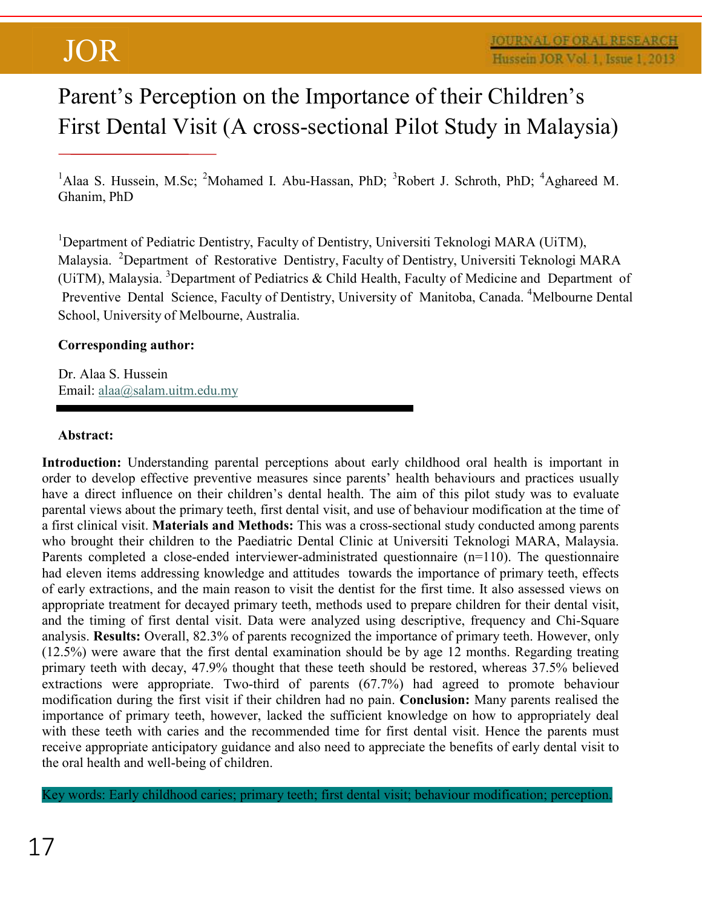# Parent's Perception on the Importance of their Children's First Dental Visit (A cross-sectional Pilot Study in Malaysia)

[1]Alaa S. Hussein, M.Sc; [2]Mohamed I. Abu-Hassan, PhD; [3]Robert J. Schroth, PhD; [4]Aghareed M. Ghanim, PhD

[1]Department of Pediatric Dentistry, Faculty of Dentistry, Universiti Teknologi MARA (UiTM), Malaysia. [2]Department of Restorative Dentistry, Faculty of Dentistry, Universiti Teknologi MARA (UiTM), Malaysia. [3]Department of Pediatrics & Child Health, Faculty of Medicine and Department of Preventive Dental Science, Faculty of Dentistry, University of Manitoba, Canada. [4]Melbourne Dental School, University of Melbourne, Australia.

**Corresponding author:**

Dr. Alaa S. Hussein
Email: alaa@salam.uitm.edu.my

**Abstract:**

**Introduction:** Understanding parental perceptions about early childhood oral health is important in order to develop effective preventive measures since parents' health behaviours and practices usually have a direct influence on their children's dental health. The aim of this pilot study was to evaluate parental views about the primary teeth, first dental visit, and use of behaviour modification at the time of a first clinical visit. **Materials and Methods:** This was a cross-sectional study conducted among parents who brought their children to the Paediatric Dental Clinic at Universiti Teknologi MARA, Malaysia. Parents completed a close-ended interviewer-administrated questionnaire (n=110). The questionnaire had eleven items addressing knowledge and attitudes towards the importance of primary teeth, effects of early extractions, and the main reason to visit the dentist for the first time. It also assessed views on appropriate treatment for decayed primary teeth, methods used to prepare children for their dental visit, and the timing of first dental visit. Data were analyzed using descriptive, frequency and Chi-Square analysis. **Results:** Overall, 82.3% of parents recognized the importance of primary teeth. However, only (12.5%) were aware that the first dental examination should be by age 12 months. Regarding treating primary teeth with decay, 47.9% thought that these teeth should be restored, whereas 37.5% believed extractions were appropriate. Two-third of parents (67.7%) had agreed to promote behaviour modification during the first visit if their children had no pain. **Conclusion:** Many parents realised the importance of primary teeth, however, lacked the sufficient knowledge on how to appropriately deal with these teeth with caries and the recommended time for first dental visit. Hence the parents must receive appropriate anticipatory guidance and also need to appreciate the benefits of early dental visit to the oral health and well-being of children.

Key words: Early childhood caries; primary teeth; first dental visit; behaviour modification; perception.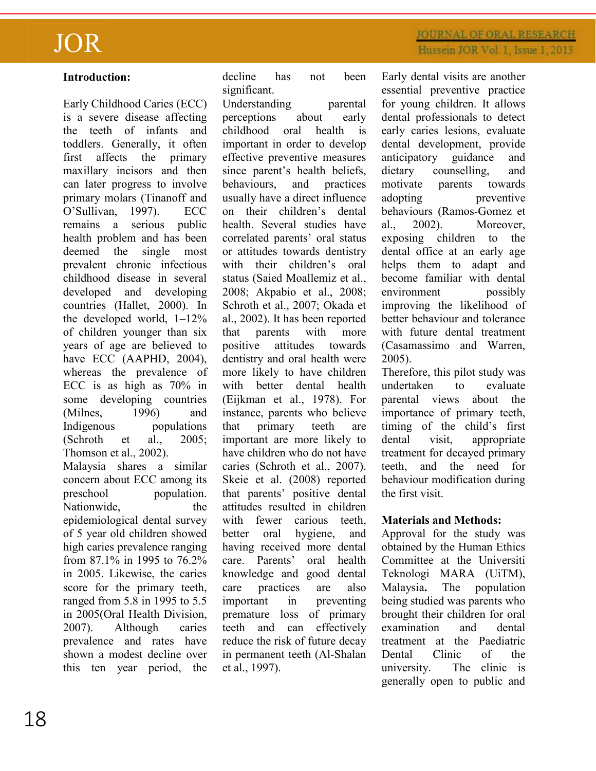## Introduction:

Early Childhood Caries (ECC) is a severe disease affecting the teeth of infants and toddlers. Generally, it often first affects the primary maxillary incisors and then can later progress to involve primary molars (Tinanoff and O'Sullivan, 1997). ECC remains a serious public health problem and has been deemed the single most prevalent chronic infectious childhood disease in several developed and developing countries (Hallet, 2000). In the developed world, 1–12% of children younger than six years of age are believed to have ECC (AAPHD, 2004), whereas the prevalence of ECC is as high as 70% in some developing countries (Milnes, 1996) and Indigenous populations (Schroth et al., 2005; Thomson et al., 2002).

Malaysia shares a similar concern about ECC among its preschool population. Nationwide, the epidemiological dental survey of 5 year old children showed high caries prevalence ranging from 87.1% in 1995 to 76.2% in 2005. Likewise, the caries score for the primary teeth, ranged from 5.8 in 1995 to 5.5 in 2005(Oral Health Division, 2007). Although caries prevalence and rates have shown a modest decline over this ten year period, the decline has not been significant.

Understanding parental perceptions about early childhood oral health is important in order to develop effective preventive measures since parent's health beliefs, behaviours, and practices usually have a direct influence on their children's dental health. Several studies have correlated parents' oral status or attitudes towards dentistry with their children's oral status (Saied Moallemiz et al., 2008; Akpabio et al., 2008; Schroth et al., 2007; Okada et al., 2002). It has been reported that parents with more positive attitudes towards dentistry and oral health were more likely to have children with better dental health (Eijkman et al., 1978). For instance, parents who believe that primary teeth are important are more likely to have children who do not have caries (Schroth et al., 2007). Skeie et al. (2008) reported that parents' positive dental attitudes resulted in children with fewer carious teeth, better oral hygiene, and having received more dental care. Parents' oral health knowledge and good dental care practices are also important in preventing premature loss of primary teeth and can effectively reduce the risk of future decay in permanent teeth (Al-Shalan et al., 1997).

Early dental visits are another essential preventive practice for young children. It allows dental professionals to detect early caries lesions, evaluate dental development, provide anticipatory guidance and dietary counselling, and motivate parents towards adopting preventive behaviours (Ramos-Gomez et al., 2002). Moreover, exposing children to the dental office at an early age helps them to adapt and become familiar with dental environment possibly improving the likelihood of better behaviour and tolerance with future dental treatment (Casamassimo and Warren, 2005).

Therefore, this pilot study was undertaken to evaluate parental views about the importance of primary teeth, timing of the child's first dental visit, appropriate treatment for decayed primary teeth, and the need for behaviour modification during the first visit.

## Materials and Methods:

Approval for the study was obtained by the Human Ethics Committee at the Universiti Teknologi MARA (UiTM), Malaysia. The population being studied was parents who brought their children for oral examination and dental treatment at the Paediatric Dental Clinic of the university. The clinic is generally open to public and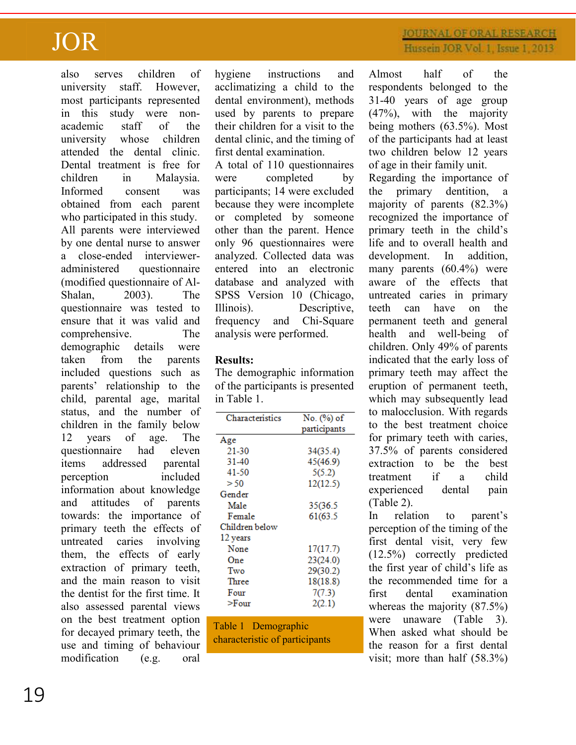also serves children of university staff. However, most participants represented in this study were non-academic staff of the university whose children attended the dental clinic. Dental treatment is free for children in Malaysia. Informed consent was obtained from each parent who participated in this study.

All parents were interviewed by one dental nurse to answer a close-ended interviewer-administered questionnaire (modified questionnaire of Al-Shalan, 2003). The questionnaire was tested to ensure that it was valid and comprehensive. The demographic details were taken from the parents included questions such as parents' relationship to the child, parental age, marital status, and the number of children in the family below 12 years of age. The questionnaire had eleven items addressed parental perception included information about knowledge and attitudes of parents towards: the importance of primary teeth the effects of untreated caries involving them, the effects of early extraction of primary teeth, and the main reason to visit the dentist for the first time. It also assessed parental views on the best treatment option for decayed primary teeth, the use and timing of behaviour modification (e.g. oral hygiene instructions and acclimatizing a child to the dental environment), methods used by parents to prepare their children for a visit to the dental clinic, and the timing of first dental examination.

A total of 110 questionnaires were completed by participants; 14 were excluded because they were incomplete or completed by someone other than the parent. Hence only 96 questionnaires were analyzed. Collected data was entered into an electronic database and analyzed with SPSS Version 10 (Chicago, Illinois). Descriptive, frequency and Chi-Square analysis were performed.

**Results:**

The demographic information of the participants is presented in Table 1.

| Characteristics | No. (%) of participants |
|---|---|
| Age | |
| 21-30 | 34(35.4) |
| 31-40 | 45(46.9) |
| 41-50 | 5(5.2) |
| > 50 | 12(12.5) |
| Gender | |
| Male | 35(36.5 |
| Female | 61(63.5 |
| Children below 12 years | |
| None | 17(17.7) |
| One | 23(24.0) |
| Two | 29(30.2) |
| Three | 18(18.8) |
| Four | 7(7.3) |
| >Four | 2(2.1) |

Table 1 Demographic characteristic of participants

Almost half of the respondents belonged to the 31-40 years of age group (47%), with the majority being mothers (63.5%). Most of the participants had at least two children below 12 years of age in their family unit.

Regarding the importance of the primary dentition, a majority of parents (82.3%) recognized the importance of primary teeth in the child's life and to overall health and development. In addition, many parents (60.4%) were aware of the effects that untreated caries in primary teeth can have on the permanent teeth and general health and well-being of children. Only 49% of parents indicated that the early loss of primary teeth may affect the eruption of permanent teeth, which may subsequently lead to malocclusion. With regards to the best treatment choice for primary teeth with caries, 37.5% of parents considered extraction to be the best treatment if a child experienced dental pain (Table 2).

In relation to parent's perception of the timing of the first dental visit, very few (12.5%) correctly predicted the first year of child's life as the recommended time for a first dental examination whereas the majority (87.5%) were unaware (Table 3). When asked what should be the reason for a first dental visit; more than half (58.3%)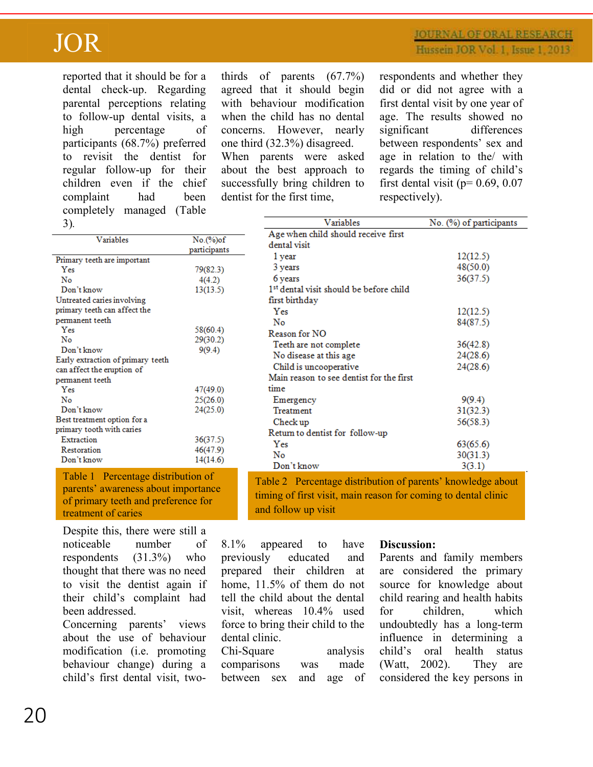reported that it should be for a dental check-up. Regarding parental perceptions relating to follow-up dental visits, a high percentage of participants (68.7%) preferred to revisit the dentist for regular follow-up for their children even if the chief complaint had been completely managed (Table 3).

| Variables | No.(%)of participants |
|---|---|
| Primary teeth are important | |
| Yes | 79(82.3) |
| No | 4(4.2) |
| Don't know | 13(13.5) |
| Untreated caries involving primary teeth can affect the permanent teeth | |
| Yes | 58(60.4) |
| No | 29(30.2) |
| Don't know | 9(9.4) |
| Early extraction of primary teeth can affect the eruption of permanent teeth | |
| Yes | 47(49.0) |
| No | 25(26.0) |
| Don't know | 24(25.0) |
| Best treatment option for a primary tooth with caries | |
| Extraction | 36(37.5) |
| Restoration | 46(47.9) |
| Don't know | 14(14.6) |

Table 1 Percentage distribution of parents' awareness about importance of primary teeth and preference for treatment of caries

| Variables | No. (%) of participants |
|---|---|
| Age when child should receive first dental visit | |
| 1 year | 12(12.5) |
| 3 years | 48(50.0) |
| 6 years | 36(37.5) |
| 1st dental visit should be before child first birthday | |
| Yes | 12(12.5) |
| No | 84(87.5) |
| Reason for NO | |
| Teeth are not complete | 36(42.8) |
| No disease at this age | 24(28.6) |
| Child is uncooperative | 24(28.6) |
| Main reason to see dentist for the first time | |
| Emergency | 9(9.4) |
| Treatment | 31(32.3) |
| Check up | 56(58.3) |
| Return to dentist for follow-up | |
| Yes | 63(65.6) |
| No | 30(31.3) |
| Don't know | 3(3.1) |

Table 2 Percentage distribution of parents' knowledge about timing of first visit, main reason for coming to dental clinic and follow up visit

Despite this, there were still a noticeable number of respondents (31.3%) who thought that there was no need to visit the dentist again if their child's complaint had been addressed.

Concerning parents' views about the use of behaviour modification (i.e. promoting behaviour change) during a child's first dental visit, two-thirds of parents (67.7%) agreed that it should begin with behaviour modification when the child has no dental concerns. However, nearly one third (32.3%) disagreed.

When parents were asked about the best approach to successfully bring children to dentist for the first time, 8.1% appeared to have previously educated and prepared their children at home, 11.5% of them do not tell the child about the dental visit, whereas 10.4% used force to bring their child to the dental clinic.

Chi-Square analysis comparisons was made between sex and age of respondents and whether they did or did not agree with a first dental visit by one year of age. The results showed no significant differences between respondents' sex and age in relation to the/ with regards the timing of child's first dental visit ($p$= 0.69, 0.07 respectively).

## Discussion:

Parents and family members are considered the primary source for knowledge about child rearing and health habits for children, which undoubtedly has a long-term influence in determining a child's oral health status (Watt, 2002). They are considered the key persons in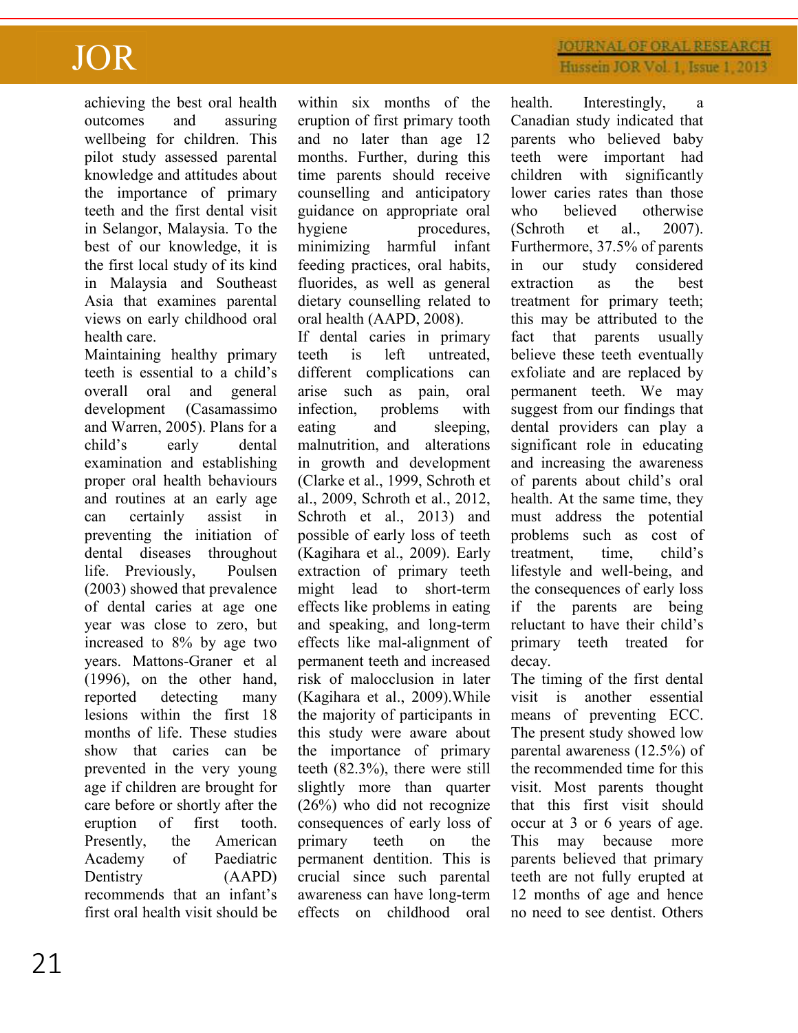achieving the best oral health outcomes and assuring wellbeing for children. This pilot study assessed parental knowledge and attitudes about the importance of primary teeth and the first dental visit in Selangor, Malaysia. To the best of our knowledge, it is the first local study of its kind in Malaysia and Southeast Asia that examines parental views on early childhood oral health care.

Maintaining healthy primary teeth is essential to a child's overall oral and general development (Casamassimo and Warren, 2005). Plans for a child's early dental examination and establishing proper oral health behaviours and routines at an early age can certainly assist in preventing the initiation of dental diseases throughout life. Previously, Poulsen (2003) showed that prevalence of dental caries at age one year was close to zero, but increased to 8% by age two years. Mattons-Graner et al (1996), on the other hand, reported detecting many lesions within the first 18 months of life. These studies show that caries can be prevented in the very young age if children are brought for care before or shortly after the eruption of first tooth. Presently, the American Academy of Paediatric Dentistry (AAPD) recommends that an infant's first oral health visit should be within six months of the eruption of first primary tooth and no later than age 12 months. Further, during this time parents should receive counselling and anticipatory guidance on appropriate oral hygiene procedures, minimizing harmful infant feeding practices, oral habits, fluorides, as well as general dietary counselling related to oral health (AAPD, 2008).

If dental caries in primary teeth is left untreated, different complications can arise such as pain, oral infection, problems with eating and sleeping, malnutrition, and alterations in growth and development (Clarke et al., 1999, Schroth et al., 2009, Schroth et al., 2012, Schroth et al., 2013) and possible of early loss of teeth (Kagihara et al., 2009). Early extraction of primary teeth might lead to short-term effects like problems in eating and speaking, and long-term effects like mal-alignment of permanent teeth and increased risk of malocclusion in later (Kagihara et al., 2009).While the majority of participants in this study were aware about the importance of primary teeth (82.3%), there were still slightly more than quarter (26%) who did not recognize consequences of early loss of primary teeth on the permanent dentition. This is crucial since such parental awareness can have long-term effects on childhood oral health. Interestingly, a Canadian study indicated that parents who believed baby teeth were important had children with significantly lower caries rates than those who believed otherwise (Schroth et al., 2007). Furthermore, 37.5% of parents in our study considered extraction as the best treatment for primary teeth; this may be attributed to the fact that parents usually believe these teeth eventually exfoliate and are replaced by permanent teeth. We may suggest from our findings that dental providers can play a significant role in educating and increasing the awareness of parents about child's oral health. At the same time, they must address the potential problems such as cost of treatment, time, child's lifestyle and well-being, and the consequences of early loss if the parents are being reluctant to have their child's primary teeth treated for decay.

The timing of the first dental visit is another essential means of preventing ECC. The present study showed low parental awareness (12.5%) of the recommended time for this visit. Most parents thought that this first visit should occur at 3 or 6 years of age. This may because more parents believed that primary teeth are not fully erupted at 12 months of age and hence no need to see dentist. Others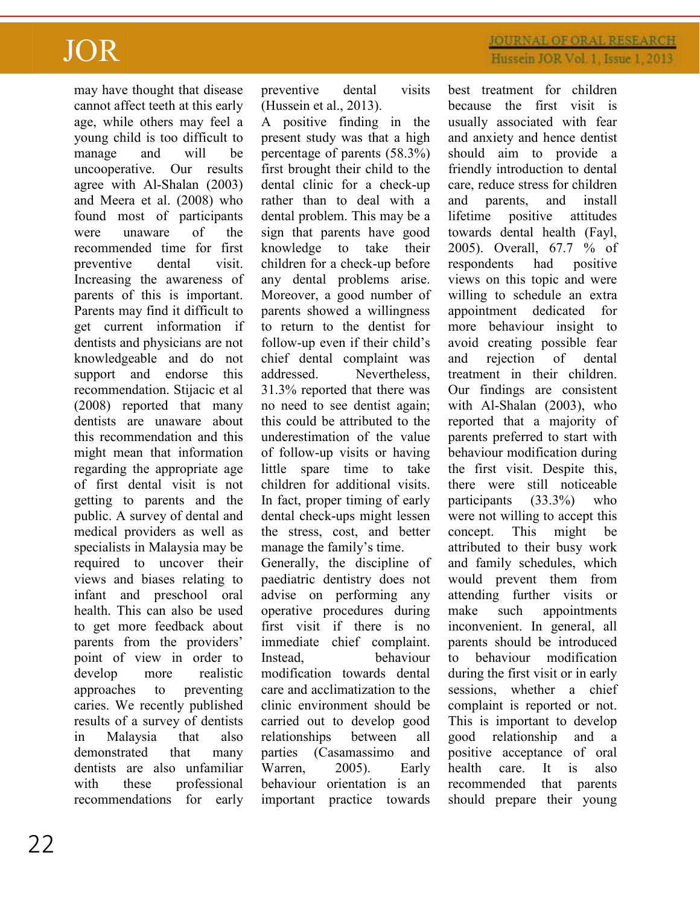may have thought that disease cannot affect teeth at this early age, while others may feel a young child is too difficult to manage and will be uncooperative. Our results agree with Al-Shalan (2003) and Meera et al. (2008) who found most of participants were unaware of the recommended time for first preventive dental visit. Increasing the awareness of parents of this is important. Parents may find it difficult to get current information if dentists and physicians are not knowledgeable and do not support and endorse this recommendation. Stijacic et al (2008) reported that many dentists are unaware about this recommendation and this might mean that information regarding the appropriate age of first dental visit is not getting to parents and the public. A survey of dental and medical providers as well as specialists in Malaysia may be required to uncover their views and biases relating to infant and preschool oral health. This can also be used to get more feedback about parents from the providers' point of view in order to develop more realistic approaches to preventing caries. We recently published results of a survey of dentists in Malaysia that also demonstrated that many dentists are also unfamiliar with these professional recommendations for early preventive dental visits (Hussein et al., 2013).

A positive finding in the present study was that a high percentage of parents (58.3%) first brought their child to the dental clinic for a check-up rather than to deal with a dental problem. This may be a sign that parents have good knowledge to take their children for a check-up before any dental problems arise. Moreover, a good number of parents showed a willingness to return to the dentist for follow-up even if their child's chief dental complaint was addressed. Nevertheless, 31.3% reported that there was no need to see dentist again; this could be attributed to the underestimation of the value of follow-up visits or having little spare time to take children for additional visits. In fact, proper timing of early dental check-ups might lessen the stress, cost, and better manage the family's time.

Generally, the discipline of paediatric dentistry does not advise on performing any operative procedures during first visit if there is no immediate chief complaint. Instead, behaviour modification towards dental care and acclimatization to the clinic environment should be carried out to develop good relationships between all parties (Casamassimo and Warren, 2005). Early behaviour orientation is an important practice towards best treatment for children because the first visit is usually associated with fear and anxiety and hence dentist should aim to provide a friendly introduction to dental care, reduce stress for children and parents, and install lifetime positive attitudes towards dental health (Fayl, 2005). Overall, 67.7 % of respondents had positive views on this topic and were willing to schedule an extra appointment dedicated for more behaviour insight to avoid creating possible fear and rejection of dental treatment in their children. Our findings are consistent with Al-Shalan (2003), who reported that a majority of parents preferred to start with behaviour modification during the first visit. Despite this, there were still noticeable participants (33.3%) who were not willing to accept this concept. This might be attributed to their busy work and family schedules, which would prevent them from attending further visits or make such appointments inconvenient. In general, all parents should be introduced to behaviour modification during the first visit or in early sessions, whether a chief complaint is reported or not. This is important to develop good relationship and a positive acceptance of oral health care. It is also recommended that parents should prepare their young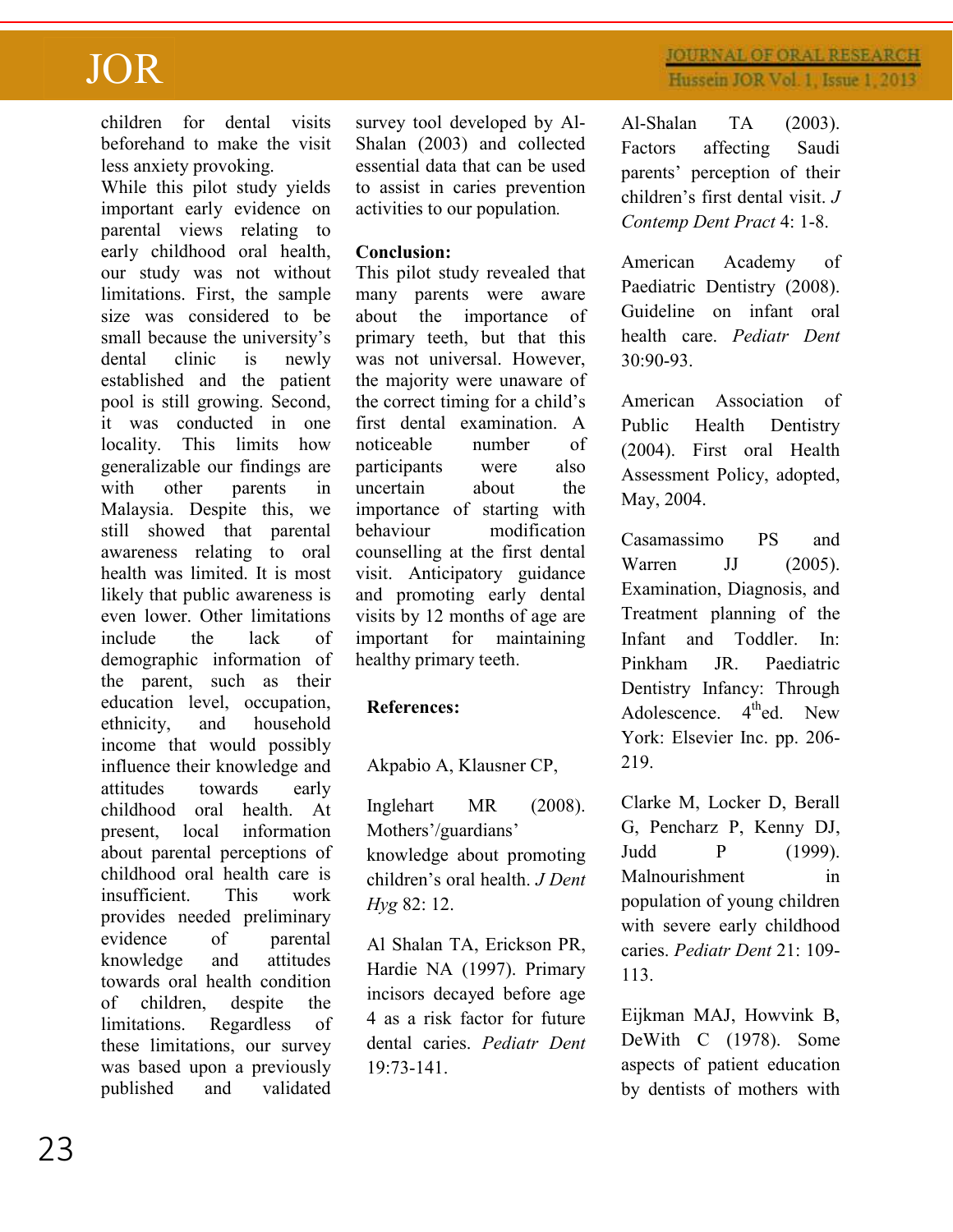children for dental visits beforehand to make the visit less anxiety provoking.

While this pilot study yields important early evidence on parental views relating to early childhood oral health, our study was not without limitations. First, the sample size was considered to be small because the university's dental clinic is newly established and the patient pool is still growing. Second, it was conducted in one locality. This limits how generalizable our findings are with other parents in Malaysia. Despite this, we still showed that parental awareness relating to oral health was limited. It is most likely that public awareness is even lower. Other limitations include the lack of demographic information of the parent, such as their education level, occupation, ethnicity, and household income that would possibly influence their knowledge and attitudes towards early childhood oral health. At present, local information about parental perceptions of childhood oral health care is insufficient. This work provides needed preliminary evidence of parental knowledge and attitudes towards oral health condition of children, despite the limitations. Regardless of these limitations, our survey was based upon a previously published and validated survey tool developed by Al-Shalan (2003) and collected essential data that can be used to assist in caries prevention activities to our population.

**Conclusion:**

This pilot study revealed that many parents were aware about the importance of primary teeth, but that this was not universal. However, the majority were unaware of the correct timing for a child's first dental examination. A noticeable number of participants were also uncertain about the importance of starting with behaviour modification counselling at the first dental visit. Anticipatory guidance and promoting early dental visits by 12 months of age are important for maintaining healthy primary teeth.

**References:**

Akpabio A, Klausner CP,

Inglehart MR (2008). Mothers'/guardians' knowledge about promoting children's oral health. *J Dent Hyg* 82: 12.

Al Shalan TA, Erickson PR, Hardie NA (1997). Primary incisors decayed before age 4 as a risk factor for future dental caries. *Pediatr Dent* 19:73-141.

Al-Shalan TA (2003). Factors affecting Saudi parents' perception of their children's first dental visit. *J Contemp Dent Pract* 4: 1-8.

American Academy of Paediatric Dentistry (2008). Guideline on infant oral health care. *Pediatr Dent* 30:90-93.

American Association of Public Health Dentistry (2004). First oral Health Assessment Policy, adopted, May, 2004.

Casamassimo PS and Warren JJ (2005). Examination, Diagnosis, and Treatment planning of the Infant and Toddler. In: Pinkham JR. Paediatric Dentistry Infancy: Through Adolescence. 4thed. New York: Elsevier Inc. pp. 206-219.

Clarke M, Locker D, Berall G, Pencharz P, Kenny DJ, Judd P (1999). Malnourishment in population of young children with severe early childhood caries. *Pediatr Dent* 21: 109-113.

Eijkman MAJ, Howvink B, DeWith C (1978). Some aspects of patient education by dentists of mothers with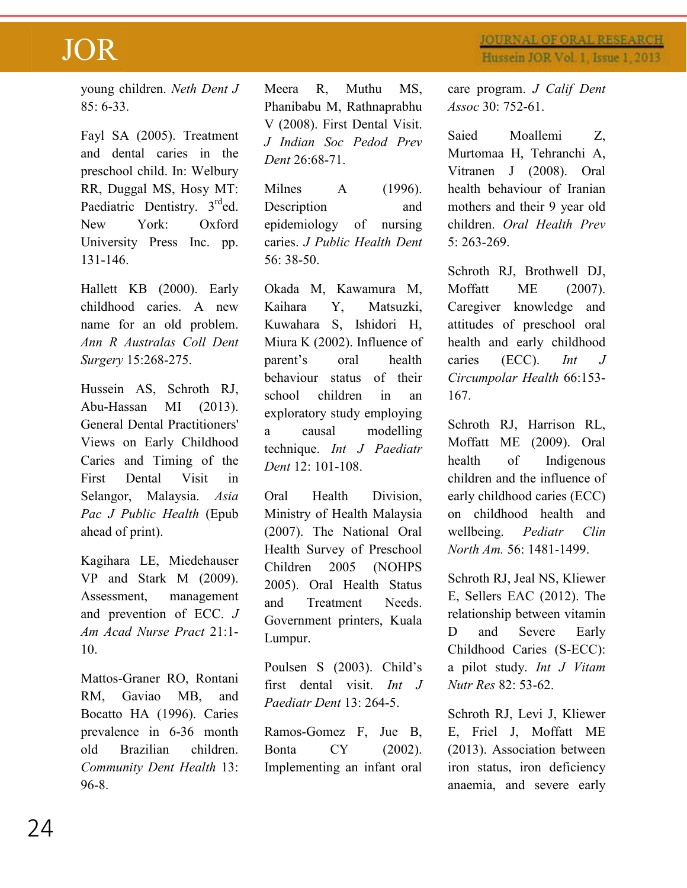young children. *Neth Dent J* 85: 6-33.

Fayl SA (2005). Treatment and dental caries in the preschool child. In: Welbury RR, Duggal MS, Hosy MT: Paediatric Dentistry. 3rd ed. New York: Oxford University Press Inc. pp. 131-146.

Hallett KB (2000). Early childhood caries. A new name for an old problem. *Ann R Australas Coll Dent Surgery* 15:268-275.

Hussein AS, Schroth RJ, Abu-Hassan MI (2013). General Dental Practitioners' Views on Early Childhood Caries and Timing of the First Dental Visit in Selangor, Malaysia. *Asia Pac J Public Health* (Epub ahead of print).

Kagihara LE, Miedehauser VP and Stark M (2009). Assessment, management and prevention of ECC. *J Am Acad Nurse Pract* 21:1-10.

Mattos-Graner RO, Rontani RM, Gaviao MB, and Bocatto HA (1996). Caries prevalence in 6-36 month old Brazilian children. *Community Dent Health* 13: 96-8.

Meera R, Muthu MS, Phanibabu M, Rathnaprabhu V (2008). First Dental Visit. *J Indian Soc Pedod Prev Dent* 26:68-71.

Milnes A (1996). Description and epidemiology of nursing caries. *J Public Health Dent* 56: 38-50.

Okada M, Kawamura M, Kaihara Y, Matsuzki, Kuwahara S, Ishidori H, Miura K (2002). Influence of parent's oral health behaviour status of their school children in an exploratory study employing a causal modelling technique. *Int J Paediatr Dent* 12: 101-108.

Oral Health Division, Ministry of Health Malaysia (2007). The National Oral Health Survey of Preschool Children 2005 (NOHPS 2005). Oral Health Status and Treatment Needs. Government printers, Kuala Lumpur.

Poulsen S (2003). Child's first dental visit. *Int J Paediatr Dent* 13: 264-5.

Ramos-Gomez F, Jue B, Bonta CY (2002). Implementing an infant oral care program. *J Calif Dent Assoc* 30: 752-61.

Saied Moallemi Z, Murtomaa H, Tehranchi A, Vitranen J (2008). Oral health behaviour of Iranian mothers and their 9 year old children. *Oral Health Prev* 5: 263-269.

Schroth RJ, Brothwell DJ, Moffatt ME (2007). Caregiver knowledge and attitudes of preschool oral health and early childhood caries (ECC). *Int J Circumpolar Health* 66:153-167.

Schroth RJ, Harrison RL, Moffatt ME (2009). Oral health of Indigenous children and the influence of early childhood caries (ECC) on childhood health and wellbeing. *Pediatr Clin North Am.* 56: 1481-1499.

Schroth RJ, Jeal NS, Kliewer E, Sellers EAC (2012). The relationship between vitamin D and Severe Early Childhood Caries (S-ECC): a pilot study. *Int J Vitam Nutr Res* 82: 53-62.

Schroth RJ, Levi J, Kliewer E, Friel J, Moffatt ME (2013). Association between iron status, iron deficiency anaemia, and severe early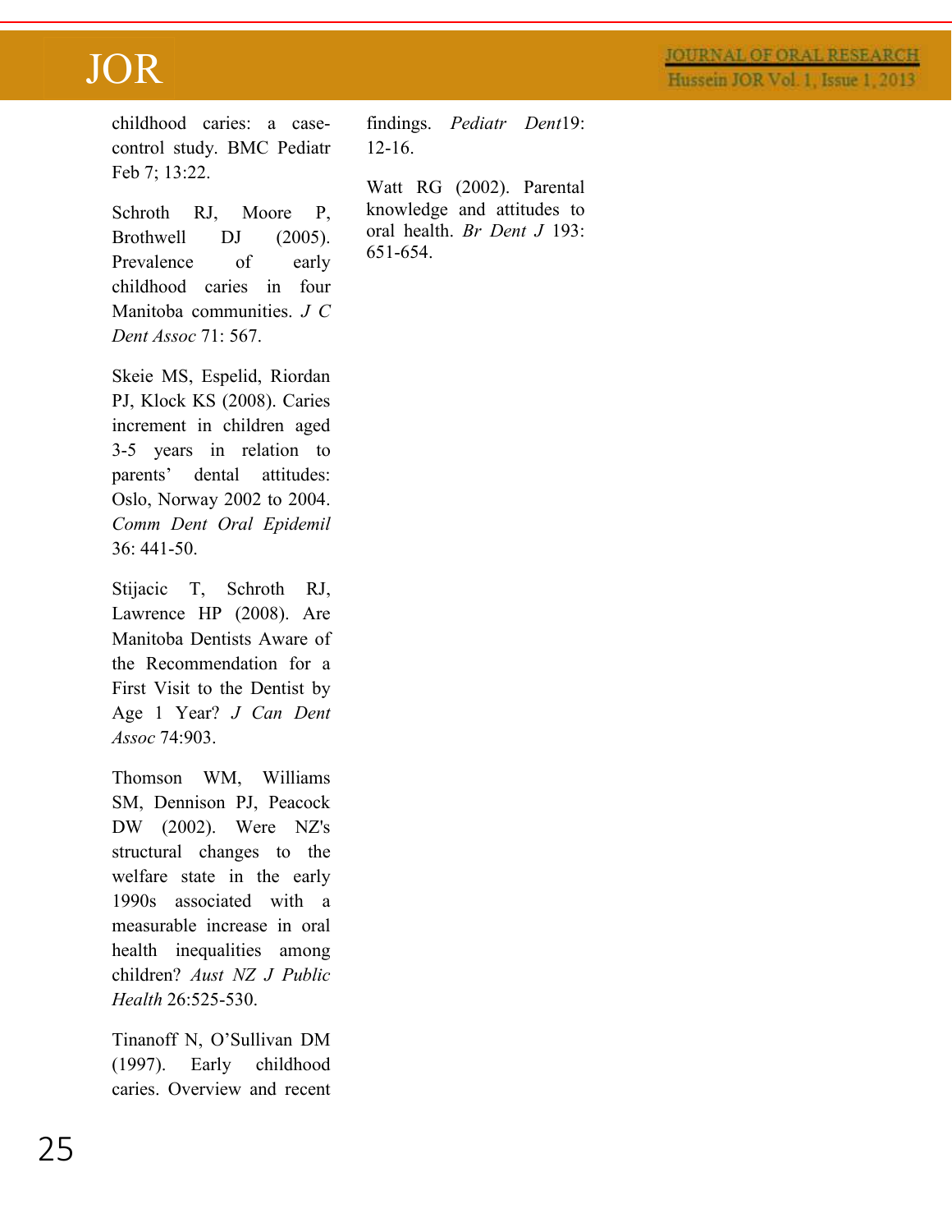childhood caries: a case-control study. BMC Pediatr Feb 7; 13:22.

Schroth RJ, Moore P, Brothwell DJ (2005). Prevalence of early childhood caries in four Manitoba communities. *J C Dent Assoc* 71: 567.

Skeie MS, Espelid, Riordan PJ, Klock KS (2008). Caries increment in children aged 3-5 years in relation to parents' dental attitudes: Oslo, Norway 2002 to 2004. *Comm Dent Oral Epidemil* 36: 441-50.

Stijacic T, Schroth RJ, Lawrence HP (2008). Are Manitoba Dentists Aware of the Recommendation for a First Visit to the Dentist by Age 1 Year? *J Can Dent Assoc* 74:903.

Thomson WM, Williams SM, Dennison PJ, Peacock DW (2002). Were NZ's structural changes to the welfare state in the early 1990s associated with a measurable increase in oral health inequalities among children? *Aust NZ J Public Health* 26:525-530.

Tinanoff N, O'Sullivan DM (1997). Early childhood caries. Overview and recent findings. *Pediatr Dent*19: 12-16.

Watt RG (2002). Parental knowledge and attitudes to oral health. *Br Dent J* 193: 651-654.